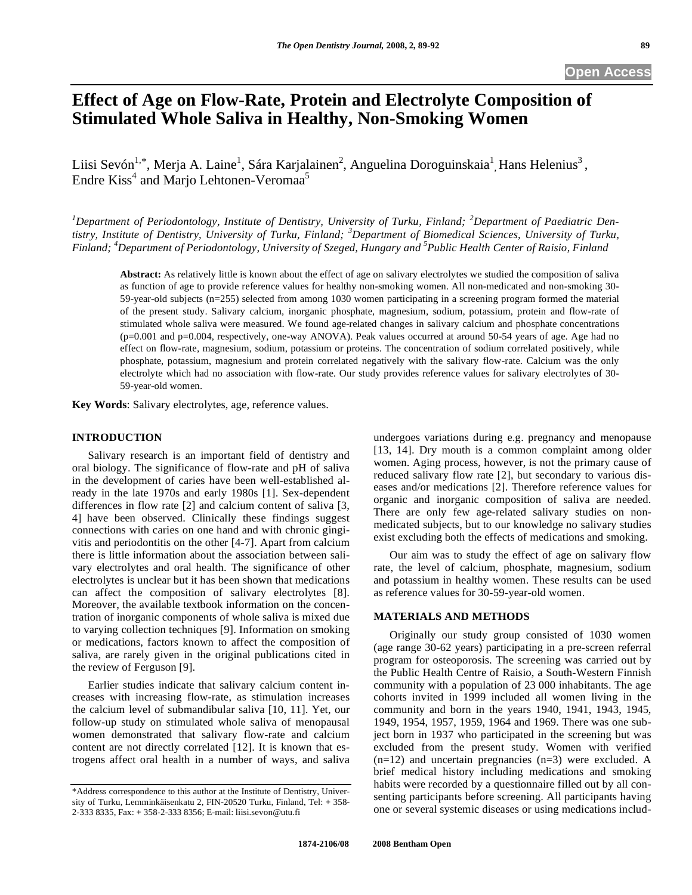# Effect of Age on Flow-Rate, Protein and Electrolyte Composition of Stimulated Whole Saliva in Healthy, Non-Smoking Women

Liisi Sevón[1,*], Merja A. Laine[1], Sára Karjalainen[2], Anguelina Doroguinskaia[1], Hans Helenius[3], Endre Kiss[4] and Marjo Lehtonen-Veromaa[5]

*[1]Department of Periodontology, Institute of Dentistry, University of Turku, Finland; [2]Department of Paediatric Dentistry, Institute of Dentistry, University of Turku, Finland; [3]Department of Biomedical Sciences, University of Turku, Finland; [4]Department of Periodontology, University of Szeged, Hungary and [5]Public Health Center of Raisio, Finland*

**Abstract:** As relatively little is known about the effect of age on salivary electrolytes we studied the composition of saliva as function of age to provide reference values for healthy non-smoking women. All non-medicated and non-smoking 30-59-year-old subjects (n=255) selected from among 1030 women participating in a screening program formed the material of the present study. Salivary calcium, inorganic phosphate, magnesium, sodium, potassium, protein and flow-rate of stimulated whole saliva were measured. We found age-related changes in salivary calcium and phosphate concentrations ($p=0.001$ and $p=0.004$, respectively, one-way ANOVA). Peak values occurred at around 50-54 years of age. Age had no effect on flow-rate, magnesium, sodium, potassium or proteins. The concentration of sodium correlated positively, while phosphate, potassium, magnesium and protein correlated negatively with the salivary flow-rate. Calcium was the only electrolyte which had no association with flow-rate. Our study provides reference values for salivary electrolytes of 30-59-year-old women.

**Key Words**: Salivary electrolytes, age, reference values.

## INTRODUCTION

Salivary research is an important field of dentistry and oral biology. The significance of flow-rate and pH of saliva in the development of caries have been well-established already in the late 1970s and early 1980s [1]. Sex-dependent differences in flow rate [2] and calcium content of saliva [3, 4] have been observed. Clinically these findings suggest connections with caries on one hand and with chronic gingivitis and periodontitis on the other [4-7]. Apart from calcium there is little information about the association between salivary electrolytes and oral health. The significance of other electrolytes is unclear but it has been shown that medications can affect the composition of salivary electrolytes [8]. Moreover, the available textbook information on the concentration of inorganic components of whole saliva is mixed due to varying collection techniques [9]. Information on smoking or medications, factors known to affect the composition of saliva, are rarely given in the original publications cited in the review of Ferguson [9].

Earlier studies indicate that salivary calcium content increases with increasing flow-rate, as stimulation increases the calcium level of submandibular saliva [10, 11]. Yet, our follow-up study on stimulated whole saliva of menopausal women demonstrated that salivary flow-rate and calcium content are not directly correlated [12]. It is known that estrogens affect oral health in a number of ways, and saliva undergoes variations during e.g. pregnancy and menopause [13, 14]. Dry mouth is a common complaint among older women. Aging process, however, is not the primary cause of reduced salivary flow rate [2], but secondary to various diseases and/or medications [2]. Therefore reference values for organic and inorganic composition of saliva are needed. There are only few age-related salivary studies on non-medicated subjects, but to our knowledge no salivary studies exist excluding both the effects of medications and smoking.

Our aim was to study the effect of age on salivary flow rate, the level of calcium, phosphate, magnesium, sodium and potassium in healthy women. These results can be used as reference values for 30-59-year-old women.

## MATERIALS AND METHODS

Originally our study group consisted of 1030 women (age range 30-62 years) participating in a pre-screen referral program for osteoporosis. The screening was carried out by the Public Health Centre of Raisio, a South-Western Finnish community with a population of 23 000 inhabitants. The age cohorts invited in 1999 included all women living in the community and born in the years 1940, 1941, 1943, 1945, 1949, 1954, 1957, 1959, 1964 and 1969. There was one subject born in 1937 who participated in the screening but was excluded from the present study. Women with verified (n=12) and uncertain pregnancies (n=3) were excluded. A brief medical history including medications and smoking habits were recorded by a questionnaire filled out by all consenting participants before screening. All participants having one or several systemic diseases or using medications includ-

*Address correspondence to this author at the Institute of Dentistry, University of Turku, Lemminkäisenkatu 2, FIN-20520 Turku, Finland, Tel: + 358-2-333 8335, Fax: + 358-2-333 8356; E-mail: liisi.sevon@utu.fi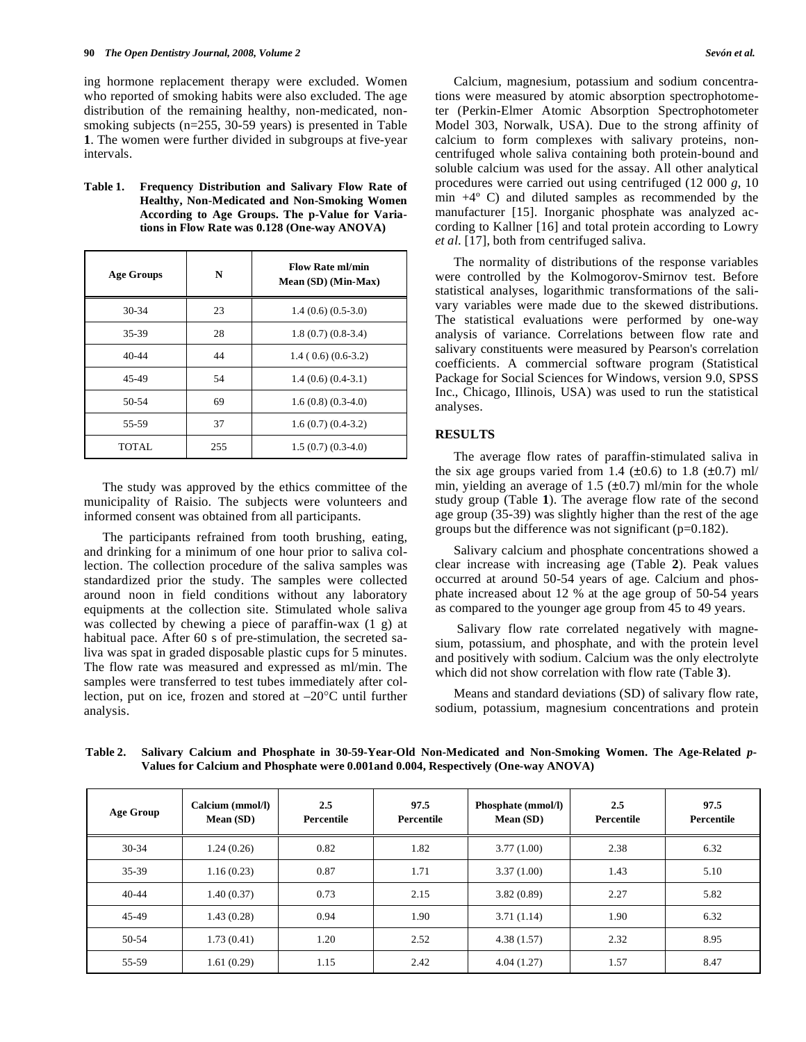ing hormone replacement therapy were excluded. Women who reported of smoking habits were also excluded. The age distribution of the remaining healthy, non-medicated, non-smoking subjects (n=255, 30-59 years) is presented in Table **1**. The women were further divided in subgroups at five-year intervals.

**Table 1. Frequency Distribution and Salivary Flow Rate of Healthy, Non-Medicated and Non-Smoking Women According to Age Groups. The p-Value for Variations in Flow Rate was 0.128 (One-way ANOVA)**

| Age Groups | N | Flow Rate ml/min Mean (SD) (Min-Max) |
|---|---|---|
| 30-34 | 23 | 1.4 (0.6) (0.5-3.0) |
| 35-39 | 28 | 1.8 (0.7) (0.8-3.4) |
| 40-44 | 44 | 1.4 ( 0.6) (0.6-3.2) |
| 45-49 | 54 | 1.4 (0.6) (0.4-3.1) |
| 50-54 | 69 | 1.6 (0.8) (0.3-4.0) |
| 55-59 | 37 | 1.6 (0.7) (0.4-3.2) |
| TOTAL | 255 | 1.5 (0.7) (0.3-4.0) |

The study was approved by the ethics committee of the municipality of Raisio. The subjects were volunteers and informed consent was obtained from all participants.

The participants refrained from tooth brushing, eating, and drinking for a minimum of one hour prior to saliva collection. The collection procedure of the saliva samples was standardized prior the study. The samples were collected around noon in field conditions without any laboratory equipments at the collection site. Stimulated whole saliva was collected by chewing a piece of paraffin-wax (1 g) at habitual pace. After 60 s of pre-stimulation, the secreted saliva was spat in graded disposable plastic cups for 5 minutes. The flow rate was measured and expressed as ml/min. The samples were transferred to test tubes immediately after collection, put on ice, frozen and stored at –20°C until further analysis.

Calcium, magnesium, potassium and sodium concentrations were measured by atomic absorption spectrophotometer (Perkin-Elmer Atomic Absorption Spectrophotometer Model 303, Norwalk, USA). Due to the strong affinity of calcium to form complexes with salivary proteins, non-centrifuged whole saliva containing both protein-bound and soluble calcium was used for the assay. All other analytical procedures were carried out using centrifuged (12 000 *g*, 10 min +4º C) and diluted samples as recommended by the manufacturer [15]. Inorganic phosphate was analyzed according to Kallner [16] and total protein according to Lowry *et al.* [17], both from centrifuged saliva.

The normality of distributions of the response variables were controlled by the Kolmogorov-Smirnov test. Before statistical analyses, logarithmic transformations of the salivary variables were made due to the skewed distributions. The statistical evaluations were performed by one-way analysis of variance. Correlations between flow rate and salivary constituents were measured by Pearson's correlation coefficients. A commercial software program (Statistical Package for Social Sciences for Windows, version 9.0, SPSS Inc., Chicago, Illinois, USA) was used to run the statistical analyses.

## RESULTS

The average flow rates of paraffin-stimulated saliva in the six age groups varied from 1.4 (±0.6) to 1.8 (±0.7) ml/min, yielding an average of 1.5 (±0.7) ml/min for the whole study group (Table **1**). The average flow rate of the second age group (35-39) was slightly higher than the rest of the age groups but the difference was not significant (p=0.182).

Salivary calcium and phosphate concentrations showed a clear increase with increasing age (Table **2**). Peak values occurred at around 50-54 years of age. Calcium and phosphate increased about 12 % at the age group of 50-54 years as compared to the younger age group from 45 to 49 years.

Salivary flow rate correlated negatively with magnesium, potassium, and phosphate, and with the protein level and positively with sodium. Calcium was the only electrolyte which did not show correlation with flow rate (Table **3**).

Means and standard deviations (SD) of salivary flow rate, sodium, potassium, magnesium concentrations and protein

**Table 2. Salivary Calcium and Phosphate in 30-59-Year-Old Non-Medicated and Non-Smoking Women. The Age-Related *p*-Values for Calcium and Phosphate were 0.001and 0.004, Respectively (One-way ANOVA)**

| Age Group | Calcium (mmol/l) Mean (SD) | 2.5 Percentile | 97.5 Percentile | Phosphate (mmol/l) Mean (SD) | 2.5 Percentile | 97.5 Percentile |
|---|---|---|---|---|---|---|
| 30-34 | 1.24 (0.26) | 0.82 | 1.82 | 3.77 (1.00) | 2.38 | 6.32 |
| 35-39 | 1.16 (0.23) | 0.87 | 1.71 | 3.37 (1.00) | 1.43 | 5.10 |
| 40-44 | 1.40 (0.37) | 0.73 | 2.15 | 3.82 (0.89) | 2.27 | 5.82 |
| 45-49 | 1.43 (0.28) | 0.94 | 1.90 | 3.71 (1.14) | 1.90 | 6.32 |
| 50-54 | 1.73 (0.41) | 1.20 | 2.52 | 4.38 (1.57) | 2.32 | 8.95 |
| 55-59 | 1.61 (0.29) | 1.15 | 2.42 | 4.04 (1.27) | 1.57 | 8.47 |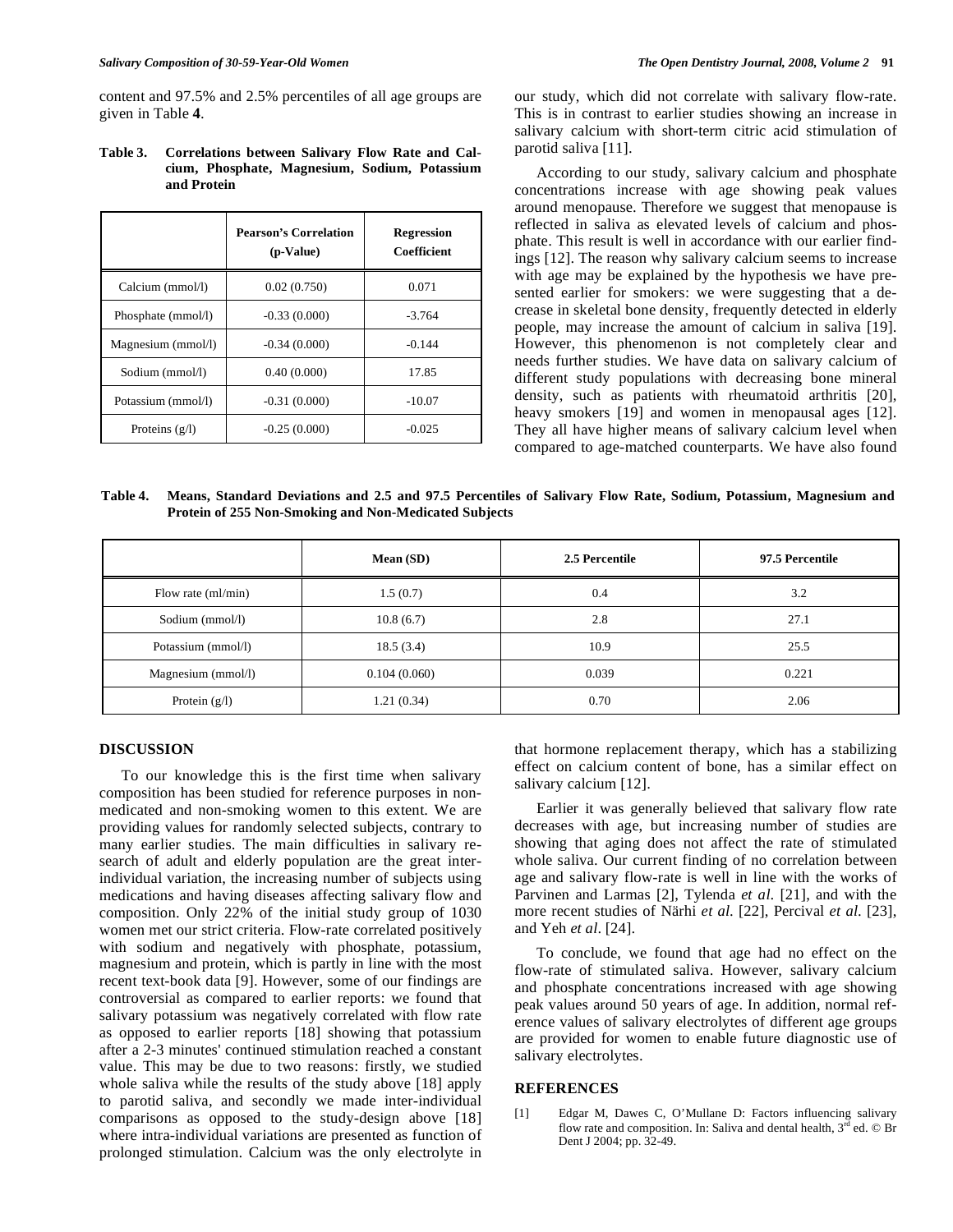content and 97.5% and 2.5% percentiles of all age groups are given in Table **4**.

**Table 3. Correlations between Salivary Flow Rate and Calcium, Phosphate, Magnesium, Sodium, Potassium and Protein**

| | Pearson's Correlation (p-Value) | Regression Coefficient |
|---|---|---|
| Calcium (mmol/l) | 0.02 (0.750) | 0.071 |
| Phosphate (mmol/l) | -0.33 (0.000) | -3.764 |
| Magnesium (mmol/l) | -0.34 (0.000) | -0.144 |
| Sodium (mmol/l) | 0.40 (0.000) | 17.85 |
| Potassium (mmol/l) | -0.31 (0.000) | -10.07 |
| Proteins (g/l) | -0.25 (0.000) | -0.025 |

**Table 4. Means, Standard Deviations and 2.5 and 97.5 Percentiles of Salivary Flow Rate, Sodium, Potassium, Magnesium and Protein of 255 Non-Smoking and Non-Medicated Subjects**

| | Mean (SD) | 2.5 Percentile | 97.5 Percentile |
|---|---|---|---|
| Flow rate (ml/min) | 1.5 (0.7) | 0.4 | 3.2 |
| Sodium (mmol/l) | 10.8 (6.7) | 2.8 | 27.1 |
| Potassium (mmol/l) | 18.5 (3.4) | 10.9 | 25.5 |
| Magnesium (mmol/l) | 0.104 (0.060) | 0.039 | 0.221 |
| Protein (g/l) | 1.21 (0.34) | 0.70 | 2.06 |

## DISCUSSION

To our knowledge this is the first time when salivary composition has been studied for reference purposes in non-medicated and non-smoking women to this extent. We are providing values for randomly selected subjects, contrary to many earlier studies. The main difficulties in salivary research of adult and elderly population are the great inter-individual variation, the increasing number of subjects using medications and having diseases affecting salivary flow and composition. Only 22% of the initial study group of 1030 women met our strict criteria. Flow-rate correlated positively with sodium and negatively with phosphate, potassium, magnesium and protein, which is partly in line with the most recent text-book data [9]. However, some of our findings are controversial as compared to earlier reports: we found that salivary potassium was negatively correlated with flow rate as opposed to earlier reports [18] showing that potassium after a 2-3 minutes' continued stimulation reached a constant value. This may be due to two reasons: firstly, we studied whole saliva while the results of the study above [18] apply to parotid saliva, and secondly we made inter-individual comparisons as opposed to the study-design above [18] where intra-individual variations are presented as function of prolonged stimulation. Calcium was the only electrolyte in our study, which did not correlate with salivary flow-rate. This is in contrast to earlier studies showing an increase in salivary calcium with short-term citric acid stimulation of parotid saliva [11].

According to our study, salivary calcium and phosphate concentrations increase with age showing peak values around menopause. Therefore we suggest that menopause is reflected in saliva as elevated levels of calcium and phosphate. This result is well in accordance with our earlier findings [12]. The reason why salivary calcium seems to increase with age may be explained by the hypothesis we have presented earlier for smokers: we were suggesting that a decrease in skeletal bone density, frequently detected in elderly people, may increase the amount of calcium in saliva [19]. However, this phenomenon is not completely clear and needs further studies. We have data on salivary calcium of different study populations with decreasing bone mineral density, such as patients with rheumatoid arthritis [20], heavy smokers [19] and women in menopausal ages [12]. They all have higher means of salivary calcium level when compared to age-matched counterparts. We have also found that hormone replacement therapy, which has a stabilizing effect on calcium content of bone, has a similar effect on salivary calcium [12].

Earlier it was generally believed that salivary flow rate decreases with age, but increasing number of studies are showing that aging does not affect the rate of stimulated whole saliva. Our current finding of no correlation between age and salivary flow-rate is well in line with the works of Parvinen and Larmas [2], Tylenda *et al.* [21], and with the more recent studies of Närhi *et al.* [22], Percival *et al.* [23], and Yeh *et al.* [24].

To conclude, we found that age had no effect on the flow-rate of stimulated saliva. However, salivary calcium and phosphate concentrations increased with age showing peak values around 50 years of age. In addition, normal reference values of salivary electrolytes of different age groups are provided for women to enable future diagnostic use of salivary electrolytes.

## REFERENCES

[1] Edgar M, Dawes C, O'Mullane D: Factors influencing salivary flow rate and composition. In: Saliva and dental health, 3rd ed. © Br Dent J 2004; pp. 32-49.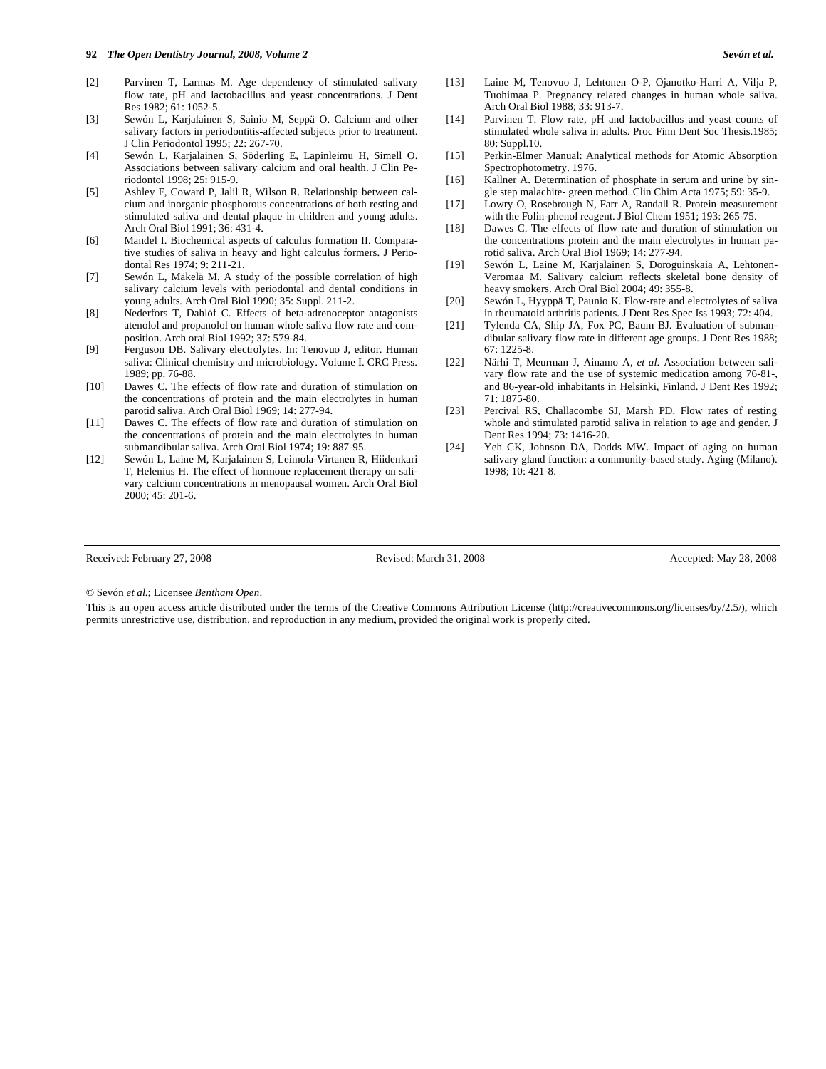[2] Parvinen T, Larmas M. Age dependency of stimulated salivary flow rate, pH and lactobacillus and yeast concentrations. J Dent Res 1982; 61: 1052-5.

[3] Sewón L, Karjalainen S, Sainio M, Seppä O. Calcium and other salivary factors in periodontitis-affected subjects prior to treatment. J Clin Periodontol 1995; 22: 267-70.

[4] Sewón L, Karjalainen S, Söderling E, Lapinleimu H, Simell O. Associations between salivary calcium and oral health. J Clin Periodontol 1998; 25: 915-9.

[5] Ashley F, Coward P, Jalil R, Wilson R. Relationship between calcium and inorganic phosphorous concentrations of both resting and stimulated saliva and dental plaque in children and young adults. Arch Oral Biol 1991; 36: 431-4.

[6] Mandel I. Biochemical aspects of calculus formation II. Comparative studies of saliva in heavy and light calculus formers. J Periodontal Res 1974; 9: 211-21.

[7] Sewón L, Mäkelä M. A study of the possible correlation of high salivary calcium levels with periodontal and dental conditions in young adults. Arch Oral Biol 1990; 35: Suppl. 211-2.

[8] Nederfors T, Dahlöf C. Effects of beta-adrenoceptor antagonists atenolol and propanolol on human whole saliva flow rate and composition. Arch oral Biol 1992; 37: 579-84.

[9] Ferguson DB. Salivary electrolytes. In: Tenovuo J, editor. Human saliva: Clinical chemistry and microbiology. Volume I. CRC Press. 1989; pp. 76-88.

[10] Dawes C. The effects of flow rate and duration of stimulation on the concentrations of protein and the main electrolytes in human parotid saliva. Arch Oral Biol 1969; 14: 277-94.

[11] Dawes C. The effects of flow rate and duration of stimulation on the concentrations of protein and the main electrolytes in human submandibular saliva. Arch Oral Biol 1974; 19: 887-95.

[12] Sewón L, Laine M, Karjalainen S, Leimola-Virtanen R, Hiidenkari T, Helenius H. The effect of hormone replacement therapy on salivary calcium concentrations in menopausal women. Arch Oral Biol 2000; 45: 201-6.

[13] Laine M, Tenovuo J, Lehtonen O-P, Ojanotko-Harri A, Vilja P, Tuohimaa P. Pregnancy related changes in human whole saliva. Arch Oral Biol 1988; 33: 913-7.

[14] Parvinen T. Flow rate, pH and lactobacillus and yeast counts of stimulated whole saliva in adults. Proc Finn Dent Soc Thesis.1985; 80: Suppl.10.

[15] Perkin-Elmer Manual: Analytical methods for Atomic Absorption Spectrophotometry. 1976.

[16] Kallner A. Determination of phosphate in serum and urine by single step malachite- green method. Clin Chim Acta 1975; 59: 35-9.

[17] Lowry O, Rosebrough N, Farr A, Randall R. Protein measurement with the Folin-phenol reagent. J Biol Chem 1951; 193: 265-75.

[18] Dawes C. The effects of flow rate and duration of stimulation on the concentrations protein and the main electrolytes in human parotid saliva. Arch Oral Biol 1969; 14: 277-94.

[19] Sewón L, Laine M, Karjalainen S, Doroguinskaia A, Lehtonen-Veromaa M. Salivary calcium reflects skeletal bone density of heavy smokers. Arch Oral Biol 2004; 49: 355-8.

[20] Sewón L, Hyyppä T, Paunio K. Flow-rate and electrolytes of saliva in rheumatoid arthritis patients. J Dent Res Spec Iss 1993; 72: 404.

[21] Tylenda CA, Ship JA, Fox PC, Baum BJ. Evaluation of submandibular salivary flow rate in different age groups. J Dent Res 1988; 67: 1225-8.

[22] Närhi T, Meurman J, Ainamo A, *et al*. Association between salivary flow rate and the use of systemic medication among 76-81-, and 86-year-old inhabitants in Helsinki, Finland. J Dent Res 1992; 71: 1875-80.

[23] Percival RS, Challacombe SJ, Marsh PD. Flow rates of resting whole and stimulated parotid saliva in relation to age and gender. J Dent Res 1994; 73: 1416-20.

[24] Yeh CK, Johnson DA, Dodds MW. Impact of aging on human salivary gland function: a community-based study. Aging (Milano). 1998; 10: 421-8.

---

Received: February 27, 2008 Revised: March 31, 2008 Accepted: May 28, 2008

© Sevón *et al.*; Licensee *Bentham Open*.

This is an open access article distributed under the terms of the Creative Commons Attribution License (http://creativecommons.org/licenses/by/2.5/), which permits unrestrictive use, distribution, and reproduction in any medium, provided the original work is properly cited.